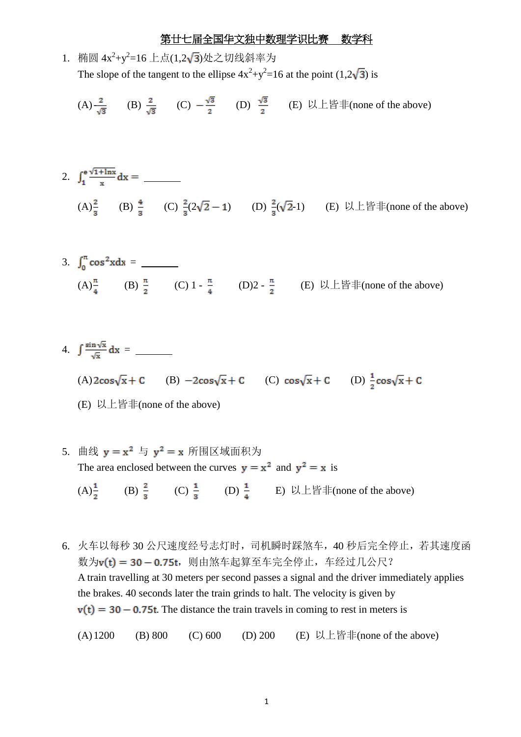# 第廿七届全国华文独中数理学识比赛　数学科

1. 椭圆 $4x^2+y^2=16$ 上点$(1,2\sqrt{3})$处之切线斜率为
   The slope of the tangent to the ellipse $4x^2+y^2=16$ at the point $(1,2\sqrt{3})$ is

   (A) $-\frac{2}{\sqrt{3}}$　　(B) $\frac{2}{\sqrt{3}}$　　(C) $-\frac{\sqrt{3}}{2}$　　(D) $\frac{\sqrt{3}}{2}$　　(E) 以上皆非(none of the above)

2. $\int_1^e \frac{\sqrt{1+\ln x}}{x}dx =$ ________

   (A) $\frac{2}{3}$　　(B) $\frac{4}{3}$　　(C) $\frac{2}{3}(2\sqrt{2}-1)$　　(D) $\frac{2}{3}(\sqrt{2}-1)$　　(E) 以上皆非(none of the above)

3. $\int_0^{\pi} \cos^2 x dx =$ ________

   (A) $\frac{\pi}{4}$　　(B) $\frac{\pi}{2}$　　(C) $1-\frac{\pi}{4}$　　(D) $2-\frac{\pi}{2}$　　(E) 以上皆非(none of the above)

4. $\int \frac{\sin\sqrt{x}}{\sqrt{x}}dx =$ ________

   (A) $2\cos\sqrt{x}+C$　　(B) $-2\cos\sqrt{x}+C$　　(C) $\cos\sqrt{x}+C$　　(D) $\frac{1}{2}\cos\sqrt{x}+C$

   (E) 以上皆非(none of the above)

5. 曲线 $y=x^2$ 与 $y^2=x$ 所围区域面积为
   The area enclosed between the curves $y=x^2$ and $y^2=x$ is

   (A) $\frac{1}{2}$　　(B) $\frac{2}{3}$　　(C) $\frac{1}{3}$　　(D) $\frac{1}{4}$　　E) 以上皆非(none of the above)

6. 火车以每秒 30 公尺速度经号志灯时，司机瞬时踩煞车，40 秒后完全停止，若其速度函数为$v(t)=30-0.75t$，则由煞车起算至车完全停止，车经过几公尺？
   A train travelling at 30 meters per second passes a signal and the driver immediately applies the brakes. 40 seconds later the train grinds to halt. The velocity is given by $v(t)=30-0.75t$. The distance the train travels in coming to rest in meters is

   (A) 1200　　(B) 800　　(C) 600　　(D) 200　　(E) 以上皆非(none of the above)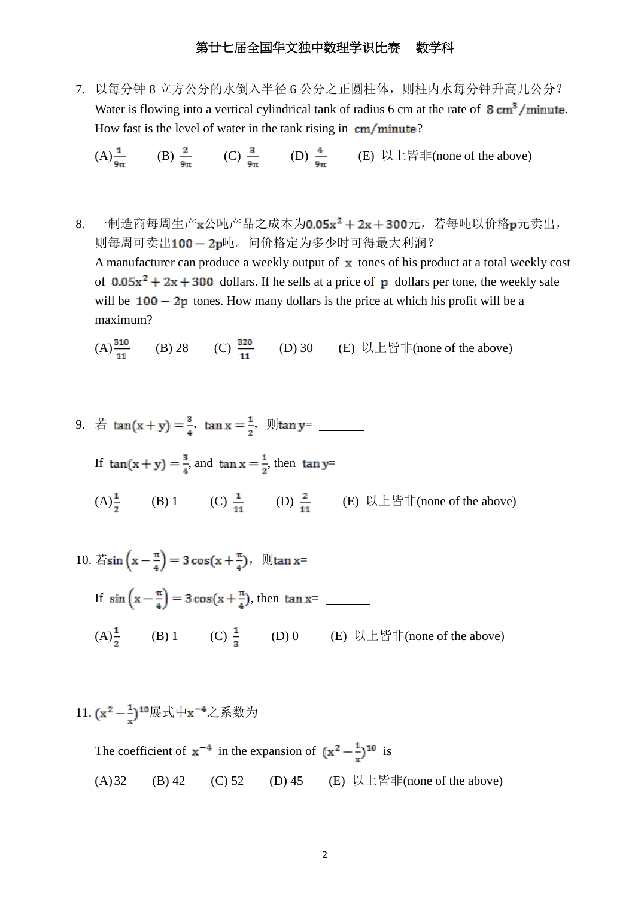7. 以每分钟 8 立方公分的水倒入半径 6 公分之正圆柱体，则柱内水每分钟升高几公分？

Water is flowing into a vertical cylindrical tank of radius 6 cm at the rate of $8\ \text{cm}^3/\text{minute}$. How fast is the level of water in the tank rising in $\text{cm}/\text{minute}$?

(A) $\frac{1}{9\pi}$　(B) $\frac{2}{9\pi}$　(C) $\frac{3}{9\pi}$　(D) $\frac{4}{9\pi}$　(E) 以上皆非(none of the above)

8. 一制造商每周生产$x$公吨产品之成本为$0.05x^2+2x+300$元，若每吨以价格$p$元卖出，则每周可卖出$100-2p$吨。问价格定为多少时可得最大利润？

A manufacturer can produce a weekly output of $x$ tones of his product at a total weekly cost of $0.05x^2+2x+300$ dollars. If he sells at a price of $p$ dollars per tone, the weekly sale will be $100-2p$ tones. How many dollars is the price at which his profit will be a maximum?

(A) $\frac{310}{11}$　(B) 28　(C) $\frac{320}{11}$　(D) 30　(E) 以上皆非(none of the above)

9. 若 $\tan(x+y)=\frac{3}{4}$，$\tan x=\frac{1}{2}$，则$\tan y$= ______

If $\tan(x+y)=\frac{3}{4}$, and $\tan x=\frac{1}{2}$, then $\tan y$= ______

(A) $\frac{1}{2}$　(B) 1　(C) $\frac{1}{11}$　(D) $\frac{2}{11}$　(E) 以上皆非(none of the above)

10. 若$\sin\left(x-\frac{\pi}{4}\right)=3\cos(x+\frac{\pi}{4})$，则$\tan x$= ______

If $\sin\left(x-\frac{\pi}{4}\right)=3\cos(x+\frac{\pi}{4})$, then $\tan x$= ______

(A) $\frac{1}{2}$　(B) 1　(C) $\frac{1}{3}$　(D) 0　(E) 以上皆非(none of the above)

11. $(x^2-\frac{1}{x})^{10}$展式中$x^{-4}$之系数为

The coefficient of $x^{-4}$ in the expansion of $(x^2-\frac{1}{x})^{10}$ is

(A) 32　(B) 42　(C) 52　(D) 45　(E) 以上皆非(none of the above)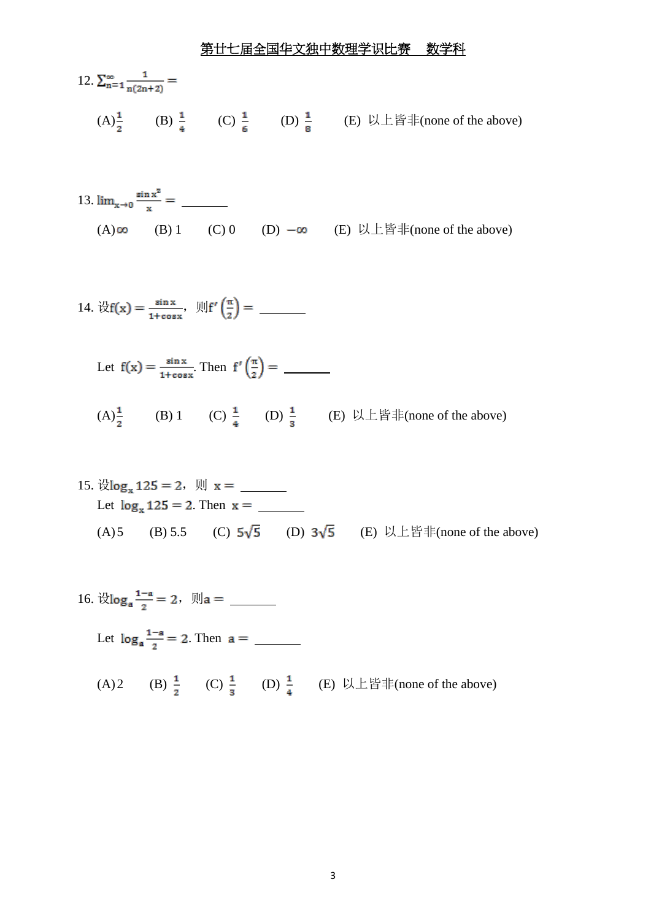12. $\sum_{n=1}^{\infty}\frac{1}{n(2n+2)}=$

(A) $\frac{1}{2}$ (B) $\frac{1}{4}$ (C) $\frac{1}{6}$ (D) $\frac{1}{8}$ (E) 以上皆非(none of the above)

13. $\lim_{x\to 0}\frac{\sin x^2}{x}=$ ________

(A) $\infty$ (B) 1 (C) 0 (D) $-\infty$ (E) 以上皆非(none of the above)

14. 设$f(x)=\frac{\sin x}{1+\cos x}$，则$f'\left(\frac{\pi}{2}\right)=$ ________

Let $f(x)=\frac{\sin x}{1+\cos x}$. Then $f'\left(\frac{\pi}{2}\right)=$ ________

(A) $\frac{1}{2}$ (B) 1 (C) $\frac{1}{4}$ (D) $\frac{1}{3}$ (E) 以上皆非(none of the above)

15. 设$\log_x 125=2$，则 $x=$ ________

Let $\log_x 125=2$. Then $x=$ ________

(A) 5 (B) 5.5 (C) $5\sqrt{5}$ (D) $3\sqrt{5}$ (E) 以上皆非(none of the above)

16. 设$\log_a\frac{1-a}{2}=2$，则$a=$ ________

Let $\log_a\frac{1-a}{2}=2$. Then $a=$ ________

(A) 2 (B) $\frac{1}{2}$ (C) $\frac{1}{3}$ (D) $\frac{1}{4}$ (E) 以上皆非(none of the above)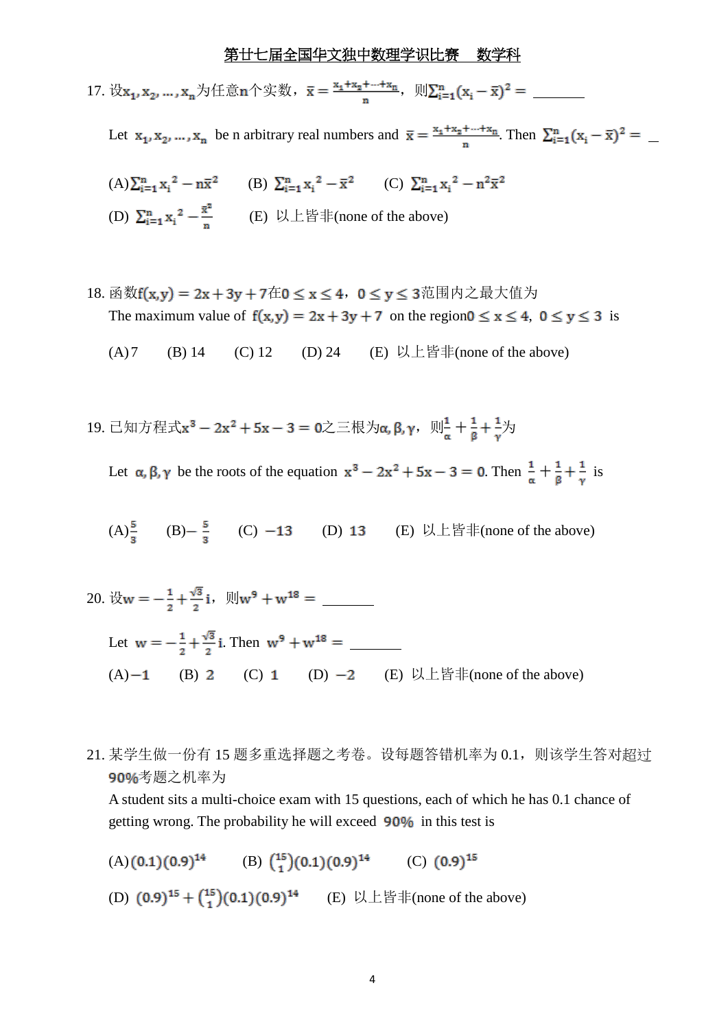17. 设$x_1, x_2, \ldots, x_n$为任意n个实数，$\bar{x} = \frac{x_1+x_2+\cdots+x_n}{n}$，则$\sum_{i=1}^{n}(x_i - \bar{x})^2 =$ ______

Let $x_1, x_2, \ldots, x_n$ be n arbitrary real numbers and $\bar{x} = \frac{x_1+x_2+\cdots+x_n}{n}$. Then $\sum_{i=1}^{n}(x_i - \bar{x})^2 =$ \_

(A) $\sum_{i=1}^{n} {x_i}^2 - n\bar{x}^2$  (B) $\sum_{i=1}^{n} {x_i}^2 - \bar{x}^2$  (C) $\sum_{i=1}^{n} {x_i}^2 - n^2\bar{x}^2$

(D) $\sum_{i=1}^{n} {x_i}^2 - \frac{\bar{x}^2}{n}$  (E) 以上皆非(none of the above)

18. 函数$f(x,y) = 2x + 3y + 7$在$0 \leq x \leq 4$，$0 \leq y \leq 3$范围内之最大值为

The maximum value of $f(x,y) = 2x + 3y + 7$ on the region $0 \leq x \leq 4$, $0 \leq y \leq 3$ is

(A) 7  (B) 14  (C) 12  (D) 24  (E) 以上皆非(none of the above)

19. 已知方程式$x^3 - 2x^2 + 5x - 3 = 0$之三根为$\alpha, \beta, \gamma$，则$\frac{1}{\alpha} + \frac{1}{\beta} + \frac{1}{\gamma}$为

Let $\alpha, \beta, \gamma$ be the roots of the equation $x^3 - 2x^2 + 5x - 3 = 0$. Then $\frac{1}{\alpha} + \frac{1}{\beta} + \frac{1}{\gamma}$ is

(A) $\frac{5}{3}$  (B) $-\frac{5}{3}$  (C) $-13$  (D) $13$  (E) 以上皆非(none of the above)

20. 设$w = -\frac{1}{2} + \frac{\sqrt{3}}{2}i$，则$w^9 + w^{18} =$ ______

Let $w = -\frac{1}{2} + \frac{\sqrt{3}}{2}i$. Then $w^9 + w^{18} =$ ______

(A) $-1$  (B) $2$  (C) $1$  (D) $-2$  (E) 以上皆非(none of the above)

21. 某学生做一份有 15 题多重选择题之考卷。设每题答错机率为 0.1，则该学生答对超过$90\%$考题之机率为

A student sits a multi-choice exam with 15 questions, each of which he has 0.1 chance of getting wrong. The probability he will exceed $90\%$ in this test is

(A) $(0.1)(0.9)^{14}$  (B) $\binom{15}{1}(0.1)(0.9)^{14}$  (C) $(0.9)^{15}$

(D) $(0.9)^{15} + \binom{15}{1}(0.1)(0.9)^{14}$  (E) 以上皆非(none of the above)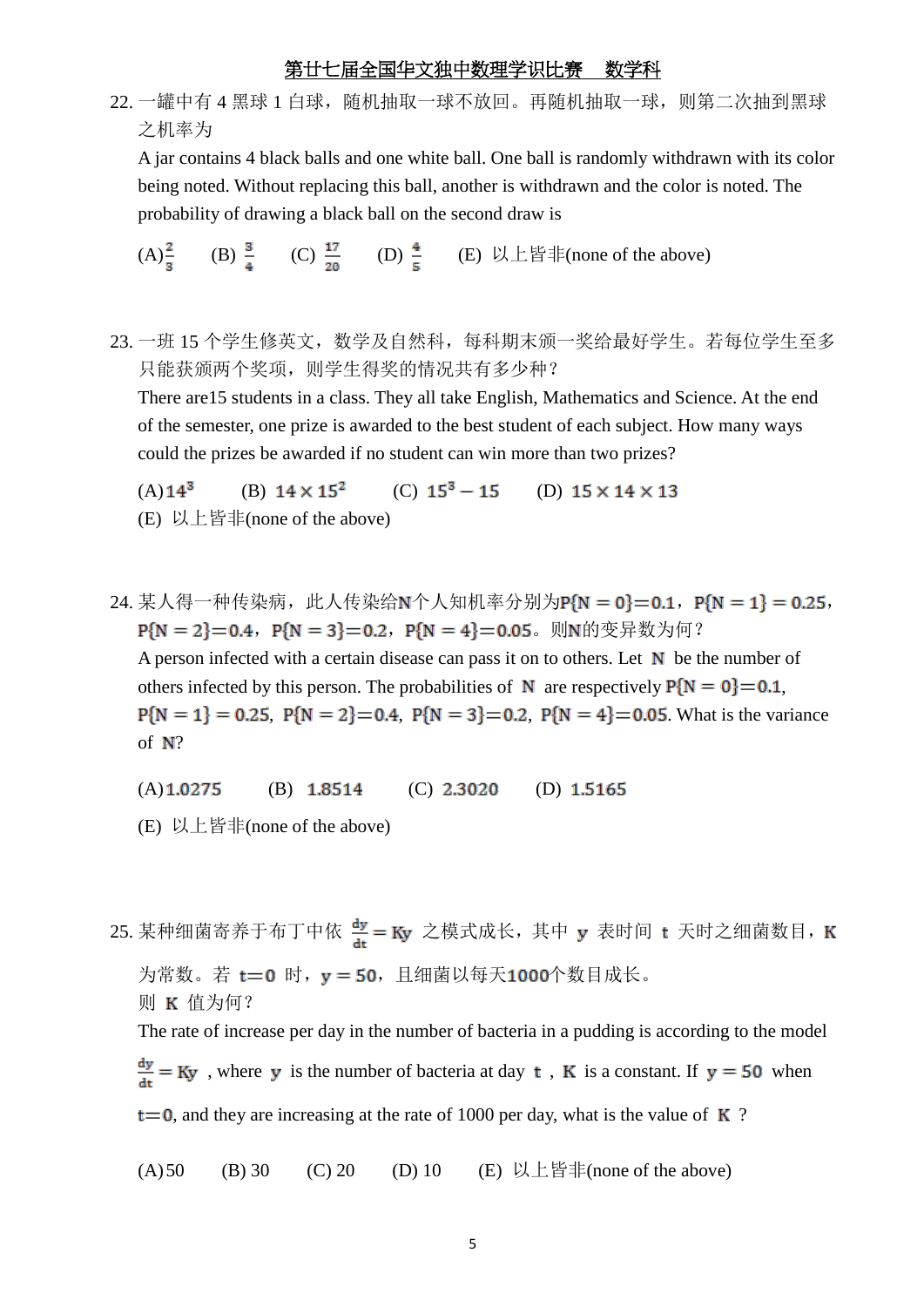# 第廿七届全国华文独中数理学识比赛　数学科

22. 一罐中有 4 黑球 1 白球，随机抽取一球不放回。再随机抽取一球，则第二次抽到黑球之机率为

A jar contains 4 black balls and one white ball. One ball is randomly withdrawn with its color being noted. Without replacing this ball, another is withdrawn and the color is noted. The probability of drawing a black ball on the second draw is

(A) $\frac{2}{3}$　(B) $\frac{3}{4}$　(C) $\frac{17}{20}$　(D) $\frac{4}{5}$　(E) 以上皆非(none of the above)

23. 一班 15 个学生修英文，数学及自然科，每科期末颁一奖给最好学生。若每位学生至多只能获颁两个奖项，则学生得奖的情况共有多少种？

There are15 students in a class. They all take English, Mathematics and Science. At the end of the semester, one prize is awarded to the best student of each subject. How many ways could the prizes be awarded if no student can win more than two prizes?

(A) $14^3$　(B) $14\times 15^2$　(C) $15^3-15$　(D) $15\times 14\times 13$
(E) 以上皆非(none of the above)

24. 某人得一种传染病，此人传染给$N$个人知机率分别为$P\{N=0\}=0.1$，$P\{N=1\}=0.25$，$P\{N=2\}=0.4$，$P\{N=3\}=0.2$，$P\{N=4\}=0.05$。则$N$的变异数为何？

A person infected with a certain disease can pass it on to others. Let $N$ be the number of others infected by this person. The probabilities of $N$ are respectively $P\{N=0\}=0.1$, $P\{N=1\}=0.25$, $P\{N=2\}=0.4$, $P\{N=3\}=0.2$, $P\{N=4\}=0.05$. What is the variance of $N$?

(A) $1.0275$　(B) $1.8514$　(C) $2.3020$　(D) $1.5165$
(E) 以上皆非(none of the above)

25. 某种细菌寄养于布丁中依 $\frac{dy}{dt}=Ky$ 之模式成长，其中 $y$ 表时间 $t$ 天时之细菌数目，$K$ 为常数。若 $t=0$ 时，$y=50$，且细菌以每天$1000$个数目成长。
则 $K$ 值为何？

The rate of increase per day in the number of bacteria in a pudding is according to the model $\frac{dy}{dt}=Ky$ , where $y$ is the number of bacteria at day $t$ , $K$ is a constant. If $y=50$ when $t=0$, and they are increasing at the rate of 1000 per day, what is the value of $K$ ?

(A) 50　(B) 30　(C) 20　(D) 10　(E) 以上皆非(none of the above)